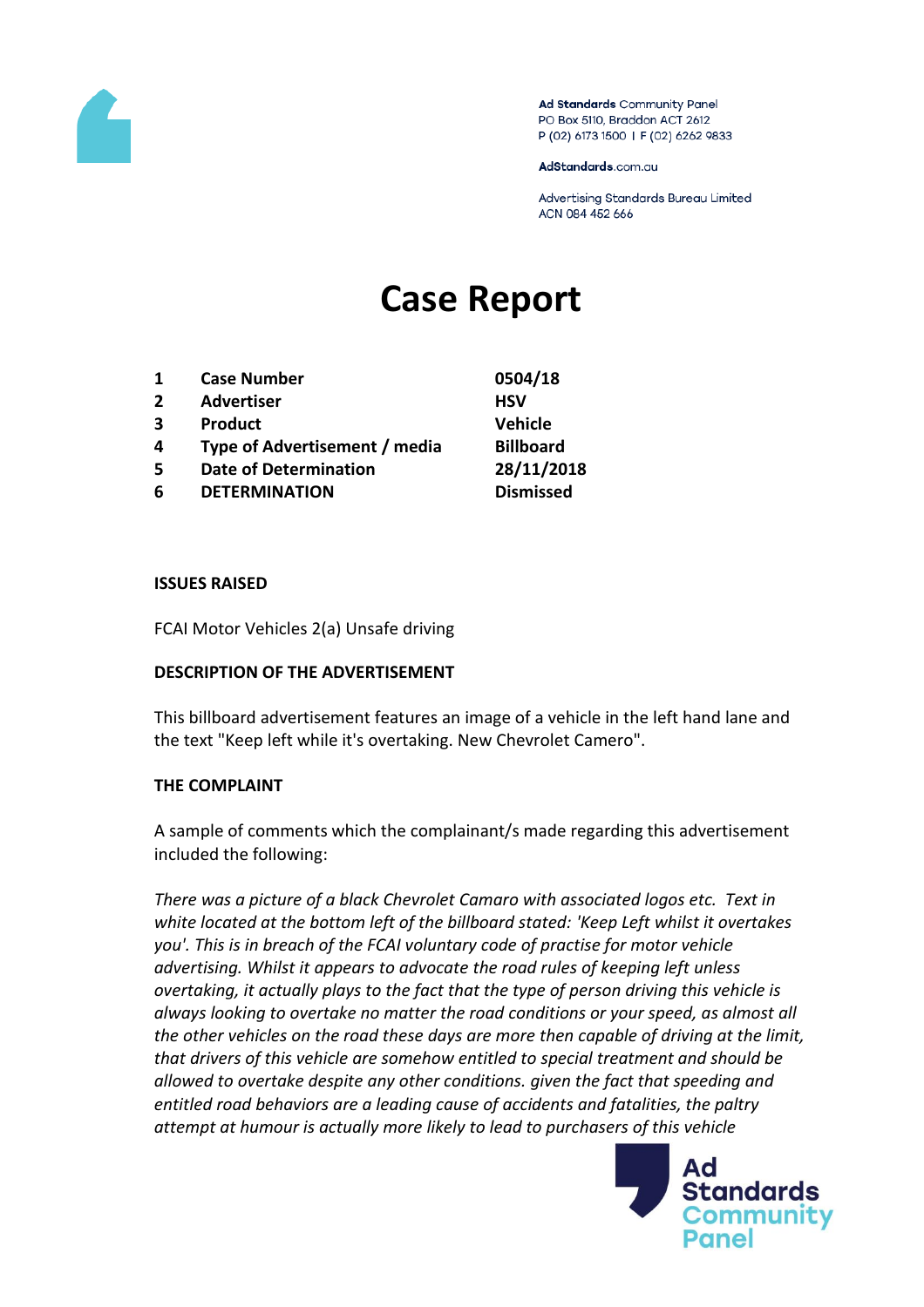Ad Standards Community Panel
PO Box 5110, Braddon ACT 2612
P (02) 6173 1500 | F (02) 6262 9833

AdStandards.com.au

Advertising Standards Bureau Limited
ACN 084 452 666

# Case Report

| | | |
|---|---|---|
| **1** | **Case Number** | **0504/18** |
| **2** | **Advertiser** | **HSV** |
| **3** | **Product** | **Vehicle** |
| **4** | **Type of Advertisement / media** | **Billboard** |
| **5** | **Date of Determination** | **28/11/2018** |
| **6** | **DETERMINATION** | **Dismissed** |

**ISSUES RAISED**

FCAI Motor Vehicles 2(a) Unsafe driving

**DESCRIPTION OF THE ADVERTISEMENT**

This billboard advertisement features an image of a vehicle in the left hand lane and the text "Keep left while it's overtaking. New Chevrolet Camero".

**THE COMPLAINT**

A sample of comments which the complainant/s made regarding this advertisement included the following:

*There was a picture of a black Chevrolet Camaro with associated logos etc. Text in white located at the bottom left of the billboard stated: 'Keep Left whilst it overtakes you'. This is in breach of the FCAI voluntary code of practise for motor vehicle advertising. Whilst it appears to advocate the road rules of keeping left unless overtaking, it actually plays to the fact that the type of person driving this vehicle is always looking to overtake no matter the road conditions or your speed, as almost all the other vehicles on the road these days are more then capable of driving at the limit, that drivers of this vehicle are somehow entitled to special treatment and should be allowed to overtake despite any other conditions. given the fact that speeding and entitled road behaviors are a leading cause of accidents and fatalities, the paltry attempt at humour is actually more likely to lead to purchasers of this vehicle*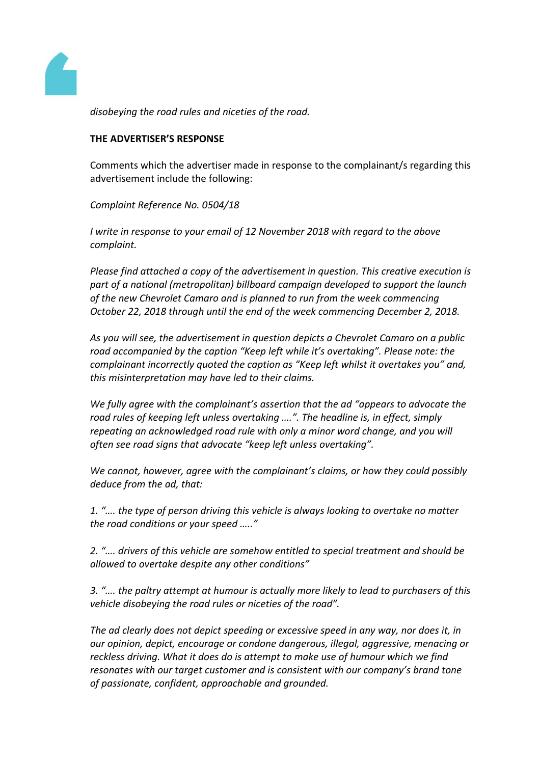*disobeying the road rules and niceties of the road.*

**THE ADVERTISER'S RESPONSE**

Comments which the advertiser made in response to the complainant/s regarding this advertisement include the following:

*Complaint Reference No. 0504/18*

*I write in response to your email of 12 November 2018 with regard to the above complaint.*

*Please find attached a copy of the advertisement in question. This creative execution is part of a national (metropolitan) billboard campaign developed to support the launch of the new Chevrolet Camaro and is planned to run from the week commencing October 22, 2018 through until the end of the week commencing December 2, 2018.*

*As you will see, the advertisement in question depicts a Chevrolet Camaro on a public road accompanied by the caption "Keep left while it's overtaking". Please note: the complainant incorrectly quoted the caption as "Keep left whilst it overtakes you" and, this misinterpretation may have led to their claims.*

*We fully agree with the complainant's assertion that the ad "appears to advocate the road rules of keeping left unless overtaking ….". The headline is, in effect, simply repeating an acknowledged road rule with only a minor word change, and you will often see road signs that advocate "keep left unless overtaking".*

*We cannot, however, agree with the complainant's claims, or how they could possibly deduce from the ad, that:*

*1. "…. the type of person driving this vehicle is always looking to overtake no matter the road conditions or your speed ….."*

*2. "…. drivers of this vehicle are somehow entitled to special treatment and should be allowed to overtake despite any other conditions"*

*3. "…. the paltry attempt at humour is actually more likely to lead to purchasers of this vehicle disobeying the road rules or niceties of the road".*

*The ad clearly does not depict speeding or excessive speed in any way, nor does it, in our opinion, depict, encourage or condone dangerous, illegal, aggressive, menacing or reckless driving. What it does do is attempt to make use of humour which we find resonates with our target customer and is consistent with our company's brand tone of passionate, confident, approachable and grounded.*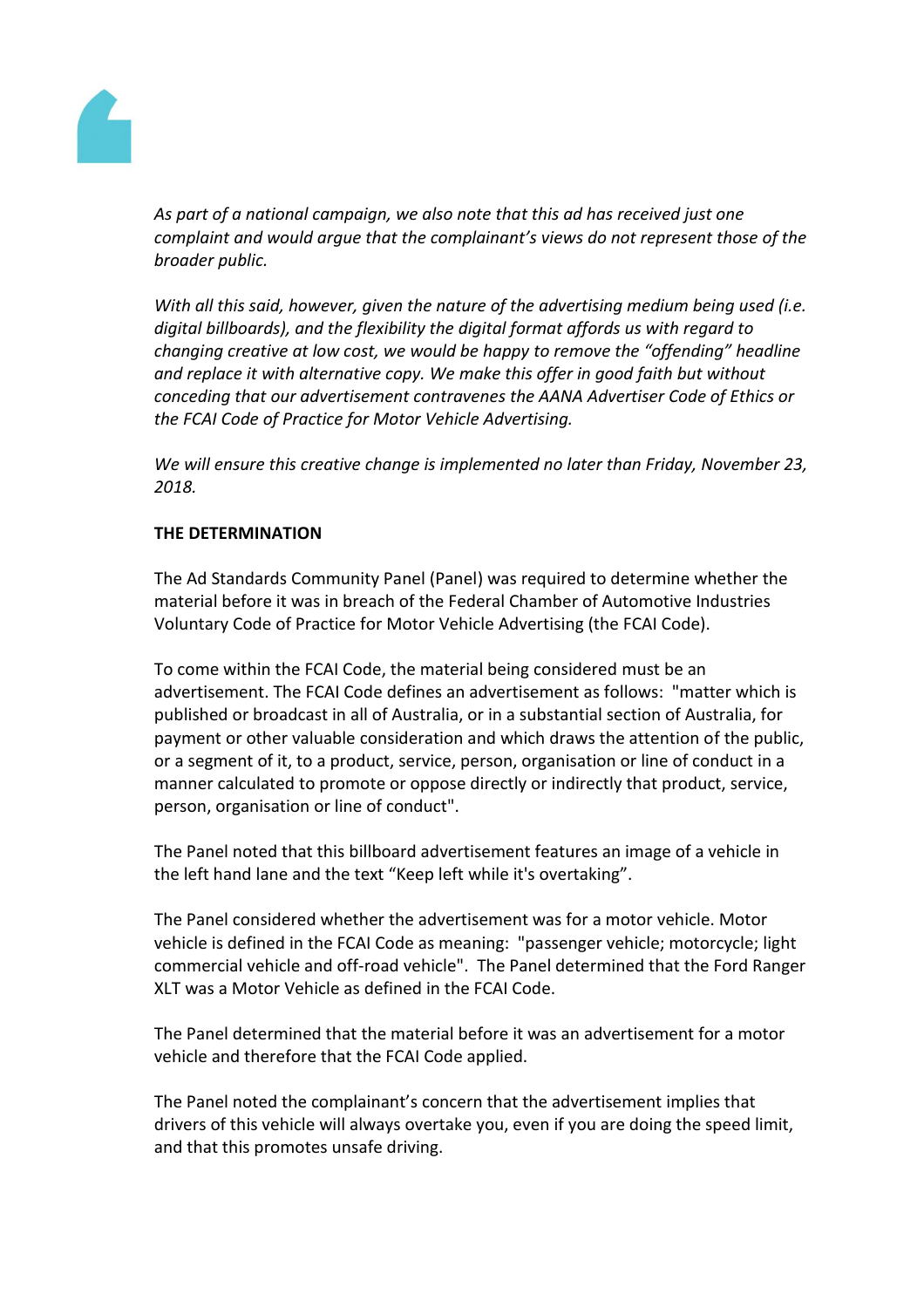*As part of a national campaign, we also note that this ad has received just one complaint and would argue that the complainant's views do not represent those of the broader public.*

*With all this said, however, given the nature of the advertising medium being used (i.e. digital billboards), and the flexibility the digital format affords us with regard to changing creative at low cost, we would be happy to remove the "offending" headline and replace it with alternative copy. We make this offer in good faith but without conceding that our advertisement contravenes the AANA Advertiser Code of Ethics or the FCAI Code of Practice for Motor Vehicle Advertising.*

*We will ensure this creative change is implemented no later than Friday, November 23, 2018.*

**THE DETERMINATION**

The Ad Standards Community Panel (Panel) was required to determine whether the material before it was in breach of the Federal Chamber of Automotive Industries Voluntary Code of Practice for Motor Vehicle Advertising (the FCAI Code).

To come within the FCAI Code, the material being considered must be an advertisement. The FCAI Code defines an advertisement as follows: "matter which is published or broadcast in all of Australia, or in a substantial section of Australia, for payment or other valuable consideration and which draws the attention of the public, or a segment of it, to a product, service, person, organisation or line of conduct in a manner calculated to promote or oppose directly or indirectly that product, service, person, organisation or line of conduct".

The Panel noted that this billboard advertisement features an image of a vehicle in the left hand lane and the text "Keep left while it's overtaking".

The Panel considered whether the advertisement was for a motor vehicle. Motor vehicle is defined in the FCAI Code as meaning: "passenger vehicle; motorcycle; light commercial vehicle and off-road vehicle". The Panel determined that the Ford Ranger XLT was a Motor Vehicle as defined in the FCAI Code.

The Panel determined that the material before it was an advertisement for a motor vehicle and therefore that the FCAI Code applied.

The Panel noted the complainant's concern that the advertisement implies that drivers of this vehicle will always overtake you, even if you are doing the speed limit, and that this promotes unsafe driving.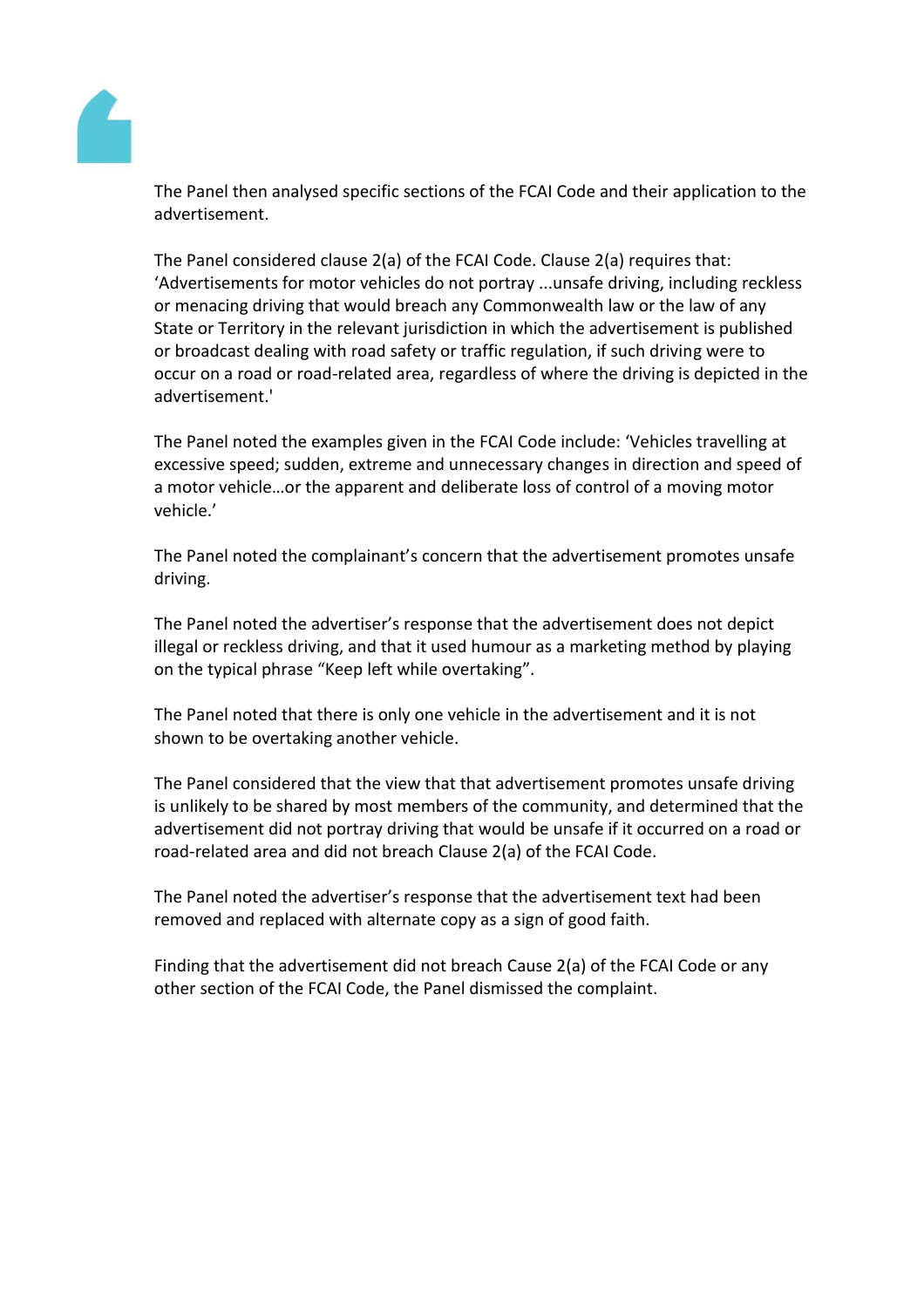The Panel then analysed specific sections of the FCAI Code and their application to the advertisement.

The Panel considered clause 2(a) of the FCAI Code. Clause 2(a) requires that: 'Advertisements for motor vehicles do not portray ...unsafe driving, including reckless or menacing driving that would breach any Commonwealth law or the law of any State or Territory in the relevant jurisdiction in which the advertisement is published or broadcast dealing with road safety or traffic regulation, if such driving were to occur on a road or road-related area, regardless of where the driving is depicted in the advertisement.'

The Panel noted the examples given in the FCAI Code include: 'Vehicles travelling at excessive speed; sudden, extreme and unnecessary changes in direction and speed of a motor vehicle…or the apparent and deliberate loss of control of a moving motor vehicle.'

The Panel noted the complainant's concern that the advertisement promotes unsafe driving.

The Panel noted the advertiser's response that the advertisement does not depict illegal or reckless driving, and that it used humour as a marketing method by playing on the typical phrase "Keep left while overtaking".

The Panel noted that there is only one vehicle in the advertisement and it is not shown to be overtaking another vehicle.

The Panel considered that the view that that advertisement promotes unsafe driving is unlikely to be shared by most members of the community, and determined that the advertisement did not portray driving that would be unsafe if it occurred on a road or road-related area and did not breach Clause 2(a) of the FCAI Code.

The Panel noted the advertiser's response that the advertisement text had been removed and replaced with alternate copy as a sign of good faith.

Finding that the advertisement did not breach Cause 2(a) of the FCAI Code or any other section of the FCAI Code, the Panel dismissed the complaint.